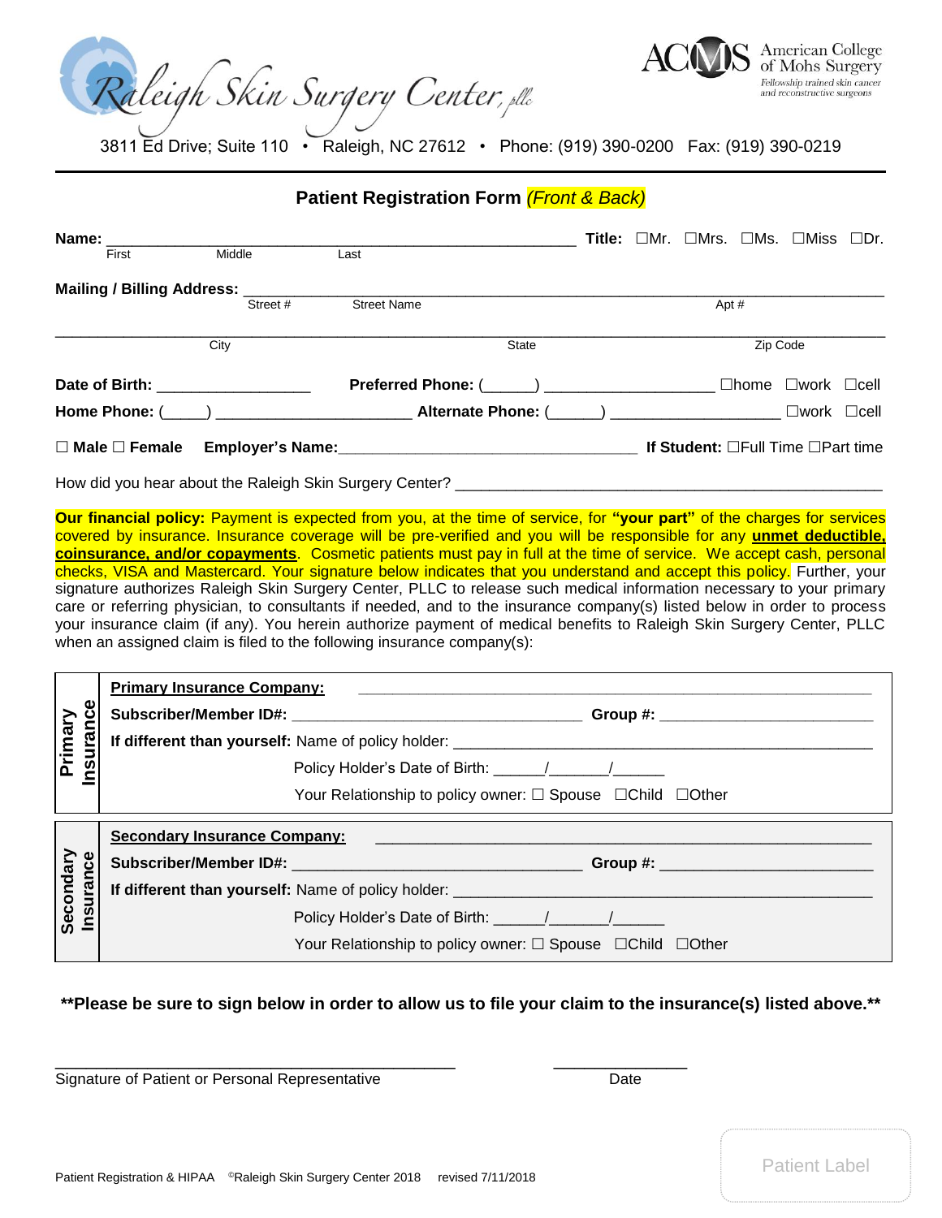Raleigh Skin Surgery Center, pllc

American College of Mohs Surgery
*Fellowship trained skin cancer and reconstructive surgeons*

3811 Ed Drive; Suite 110 • Raleigh, NC 27612 • Phone: (919) 390-0200 Fax: (919) 390-0219

## Patient Registration Form *(Front & Back)*

**Name:** ___________________________________________________ **Title:** ☐Mr. ☐Mrs. ☐Ms. ☐Miss ☐Dr.
First Middle Last

**Mailing / Billing Address:** ___________________________________________________
Street # Street Name Apt #

___________________________________________________
City State Zip Code

**Date of Birth:** _________________ **Preferred Phone:** (_____) __________________ ☐home ☐work ☐cell

**Home Phone:** (_____) _____________________ **Alternate Phone:** (_____) __________________ ☐work ☐cell

☐ **Male** ☐ **Female** **Employer's Name:** _______________________________ **If Student:** ☐Full Time ☐Part time

How did you hear about the Raleigh Skin Surgery Center? _____________________________________________

**Our financial policy:** Payment is expected from you, at the time of service, for **"your part"** of the charges for services covered by insurance. Insurance coverage will be pre-verified and you will be responsible for any **unmet deductible, coinsurance, and/or copayments**. Cosmetic patients must pay in full at the time of service. We accept cash, personal checks, VISA and Mastercard. Your signature below indicates that you understand and accept this policy. Further, your signature authorizes Raleigh Skin Surgery Center, PLLC to release such medical information necessary to your primary care or referring physician, to consultants if needed, and to the insurance company(s) listed below in order to process your insurance claim (if any). You herein authorize payment of medical benefits to Raleigh Skin Surgery Center, PLLC when an assigned claim is filed to the following insurance company(s):

**Primary Insurance**

**Primary Insurance Company:** _____________________________________________

**Subscriber/Member ID#:** ______________________________ **Group #:** ______________________

**If different than yourself:** Name of policy holder: _____________________________________________

Policy Holder's Date of Birth: _____/______/_____

Your Relationship to policy owner: ☐ Spouse ☐Child ☐Other

**Secondary Insurance**

**Secondary Insurance Company:** _____________________________________________

**Subscriber/Member ID#:** ______________________________ **Group #:** ______________________

**If different than yourself:** Name of policy holder: _____________________________________________

Policy Holder's Date of Birth: _____/______/_____

Your Relationship to policy owner: ☐ Spouse ☐Child ☐Other

**\*\*Please be sure to sign below in order to allow us to file your claim to the insurance(s) listed above.\*\***

_________________________________________ _______________
Signature of Patient or Personal Representative Date

Patient Registration & HIPAA ©Raleigh Skin Surgery Center 2018 revised 7/11/2018

Patient Label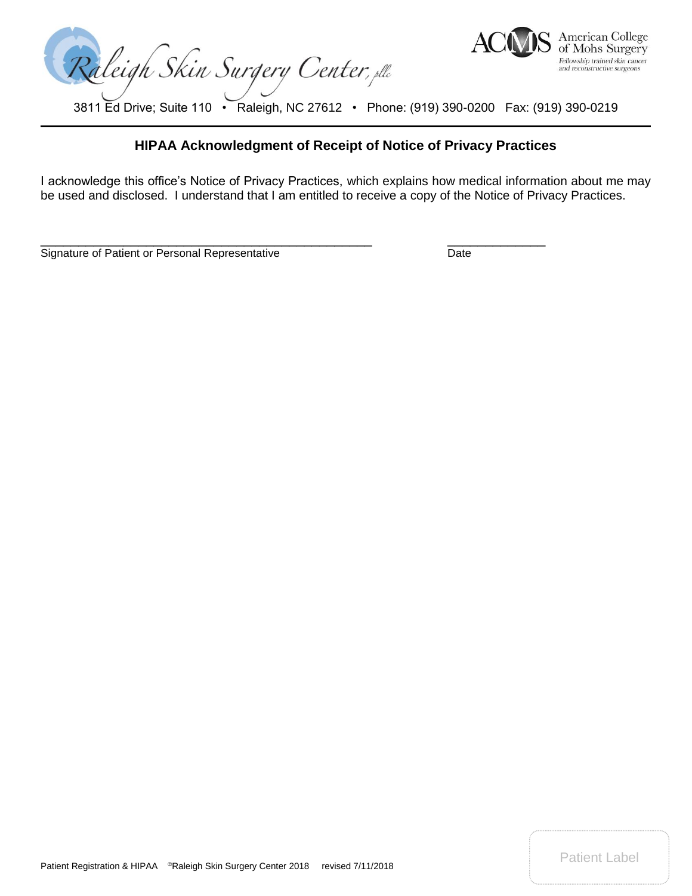Raleigh Skin Surgery Center, pllc

American College of Mohs Surgery
*Fellowship trained skin cancer and reconstructive surgeons*

3811 Ed Drive; Suite 110 • Raleigh, NC 27612 • Phone: (919) 390-0200 Fax: (919) 390-0219

## HIPAA Acknowledgment of Receipt of Notice of Privacy Practices

I acknowledge this office's Notice of Privacy Practices, which explains how medical information about me may be used and disclosed. I understand that I am entitled to receive a copy of the Notice of Privacy Practices.

_____________________________________________ _______________

Signature of Patient or Personal Representative Date

Patient Registration & HIPAA ©Raleigh Skin Surgery Center 2018 revised 7/11/2018

Patient Label